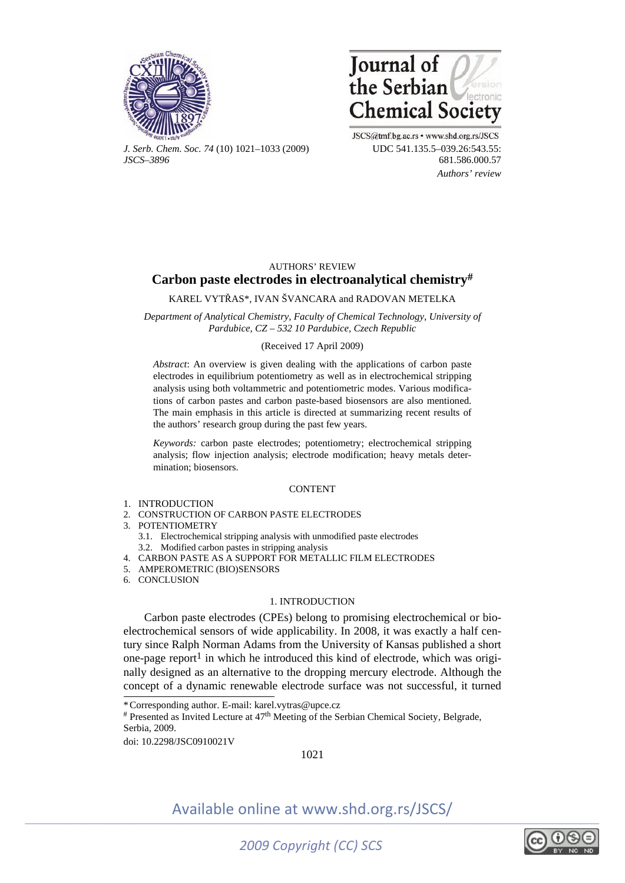AUTHORS' REVIEW

# Carbon paste electrodes in electroanalytical chemistry[#]

KAREL VYTŘAS*, IVAN ŠVANCARA and RADOVAN METELKA

*Department of Analytical Chemistry, Faculty of Chemical Technology, University of Pardubice, CZ – 532 10 Pardubice, Czech Republic*

(Received 17 April 2009)

*Abstract*: An overview is given dealing with the applications of carbon paste electrodes in equilibrium potentiometry as well as in electrochemical stripping analysis using both voltammetric and potentiometric modes. Various modifications of carbon pastes and carbon paste-based biosensors are also mentioned. The main emphasis in this article is directed at summarizing recent results of the authors' research group during the past few years.

*Keywords:* carbon paste electrodes; potentiometry; electrochemical stripping analysis; flow injection analysis; electrode modification; heavy metals determination; biosensors.

CONTENT

1. INTRODUCTION
2. CONSTRUCTION OF CARBON PASTE ELECTRODES
3. POTENTIOMETRY
   - 3.1. Electrochemical stripping analysis with unmodified paste electrodes
   - 3.2. Modified carbon pastes in stripping analysis
4. CARBON PASTE AS A SUPPORT FOR METALLIC FILM ELECTRODES
5. AMPEROMETRIC (BIO)SENSORS
6. CONCLUSION

## 1. INTRODUCTION

Carbon paste electrodes (CPEs) belong to promising electrochemical or bioelectrochemical sensors of wide applicability. In 2008, it was exactly a half century since Ralph Norman Adams from the University of Kansas published a short one-page report[1] in which he introduced this kind of electrode, which was originally designed as an alternative to the dropping mercury electrode. Although the concept of a dynamic renewable electrode surface was not successful, it turned

---

* Corresponding author. E-mail: karel.vytras@upce.cz

# Presented as Invited Lecture at 47th Meeting of the Serbian Chemical Society, Belgrade, Serbia, 2009.

doi: 10.2298/JSC0910021V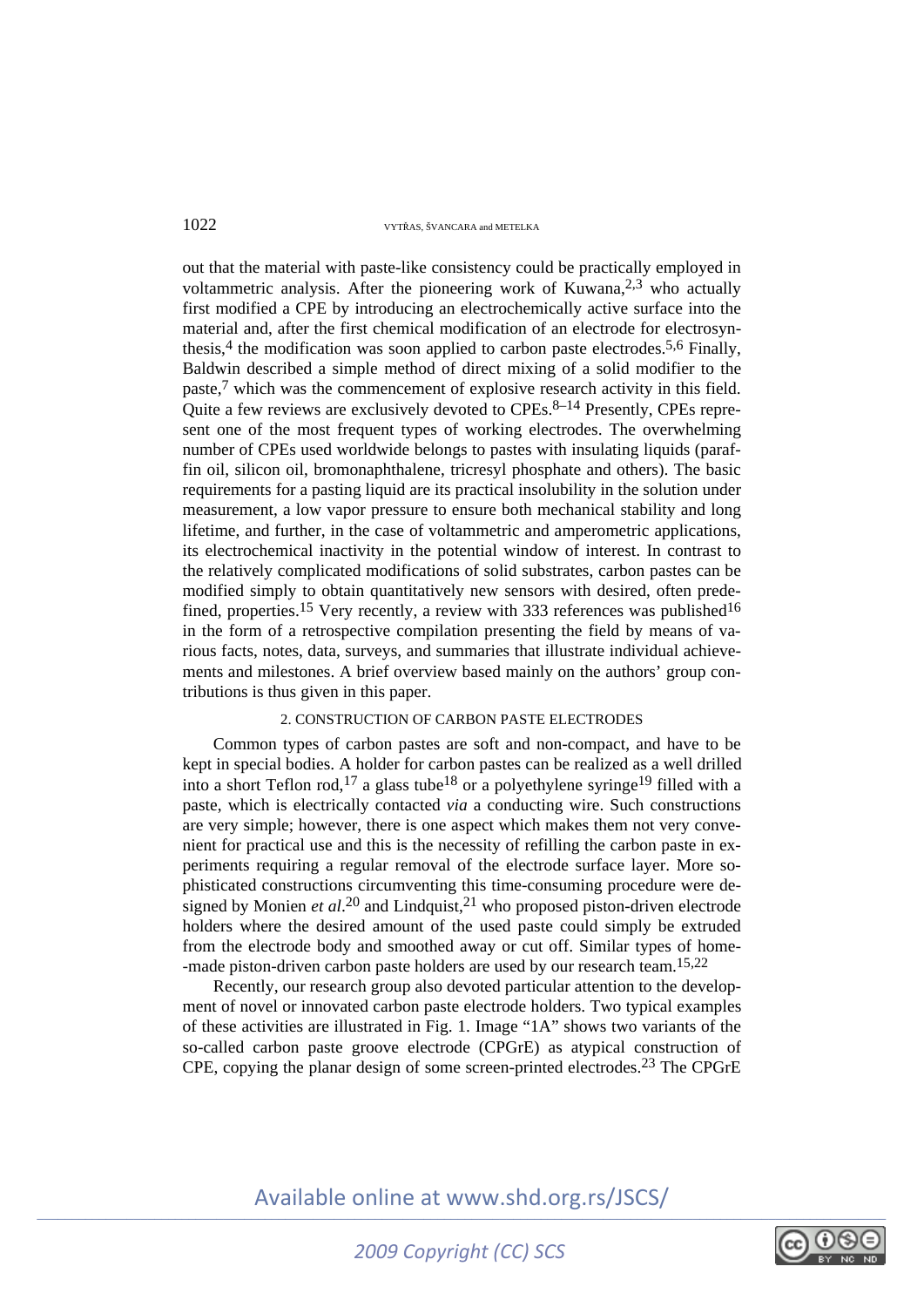out that the material with paste-like consistency could be practically employed in voltammetric analysis. After the pioneering work of Kuwana,[2,3] who actually first modified a CPE by introducing an electrochemically active surface into the material and, after the first chemical modification of an electrode for electrosynthesis,[4] the modification was soon applied to carbon paste electrodes.[5,6] Finally, Baldwin described a simple method of direct mixing of a solid modifier to the paste,[7] which was the commencement of explosive research activity in this field. Quite a few reviews are exclusively devoted to CPEs.[8–14] Presently, CPEs represent one of the most frequent types of working electrodes. The overwhelming number of CPEs used worldwide belongs to pastes with insulating liquids (paraffin oil, silicon oil, bromonaphthalene, tricresyl phosphate and others). The basic requirements for a pasting liquid are its practical insolubility in the solution under measurement, a low vapor pressure to ensure both mechanical stability and long lifetime, and further, in the case of voltammetric and amperometric applications, its electrochemical inactivity in the potential window of interest. In contrast to the relatively complicated modifications of solid substrates, carbon pastes can be modified simply to obtain quantitatively new sensors with desired, often predefined, properties.[15] Very recently, a review with 333 references was published[16] in the form of a retrospective compilation presenting the field by means of various facts, notes, data, surveys, and summaries that illustrate individual achievements and milestones. A brief overview based mainly on the authors' group contributions is thus given in this paper.

## 2. CONSTRUCTION OF CARBON PASTE ELECTRODES

Common types of carbon pastes are soft and non-compact, and have to be kept in special bodies. A holder for carbon pastes can be realized as a well drilled into a short Teflon rod,[17] a glass tube[18] or a polyethylene syringe[19] filled with a paste, which is electrically contacted *via* a conducting wire. Such constructions are very simple; however, there is one aspect which makes them not very convenient for practical use and this is the necessity of refilling the carbon paste in experiments requiring a regular removal of the electrode surface layer. More sophisticated constructions circumventing this time-consuming procedure were designed by Monien *et al*.[20] and Lindquist,[21] who proposed piston-driven electrode holders where the desired amount of the used paste could simply be extruded from the electrode body and smoothed away or cut off. Similar types of home-made piston-driven carbon paste holders are used by our research team.[15,22]

Recently, our research group also devoted particular attention to the development of novel or innovated carbon paste electrode holders. Two typical examples of these activities are illustrated in Fig. 1. Image "1A" shows two variants of the so-called carbon paste groove electrode (CPGrE) as atypical construction of CPE, copying the planar design of some screen-printed electrodes.[23] The CPGrE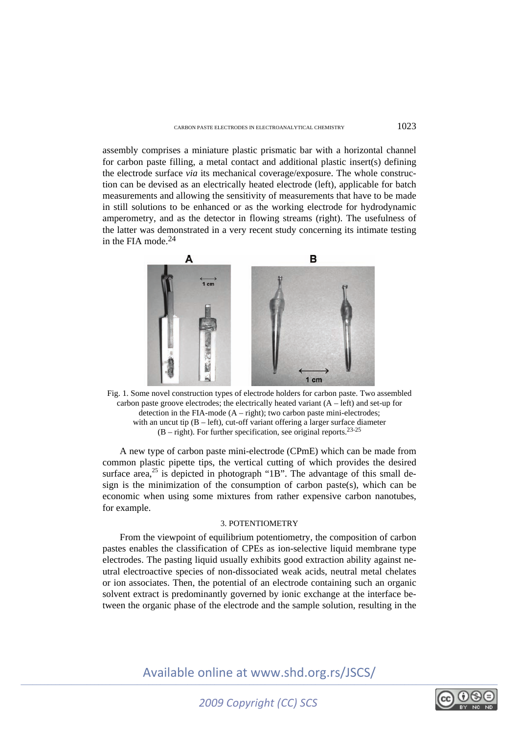assembly comprises a miniature plastic prismatic bar with a horizontal channel for carbon paste filling, a metal contact and additional plastic insert(s) defining the electrode surface *via* its mechanical coverage/exposure. The whole construction can be devised as an electrically heated electrode (left), applicable for batch measurements and allowing the sensitivity of measurements that have to be made in still solutions to be enhanced or as the working electrode for hydrodynamic amperometry, and as the detector in flowing streams (right). The usefulness of the latter was demonstrated in a very recent study concerning its intimate testing in the FIA mode.[24]

Fig. 1. Some novel construction types of electrode holders for carbon paste. Two assembled carbon paste groove electrodes; the electrically heated variant (A – left) and set-up for detection in the FIA-mode (A – right); two carbon paste mini-electrodes; with an uncut tip (B – left), cut-off variant offering a larger surface diameter (B – right). For further specification, see original reports.[23-25]

A new type of carbon paste mini-electrode (CPmE) which can be made from common plastic pipette tips, the vertical cutting of which provides the desired surface area,[25] is depicted in photograph "1B". The advantage of this small design is the minimization of the consumption of carbon paste(s), which can be economic when using some mixtures from rather expensive carbon nanotubes, for example.

## 3. POTENTIOMETRY

From the viewpoint of equilibrium potentiometry, the composition of carbon pastes enables the classification of CPEs as ion-selective liquid membrane type electrodes. The pasting liquid usually exhibits good extraction ability against neutral electroactive species of non-dissociated weak acids, neutral metal chelates or ion associates. Then, the potential of an electrode containing such an organic solvent extract is predominantly governed by ionic exchange at the interface between the organic phase of the electrode and the sample solution, resulting in the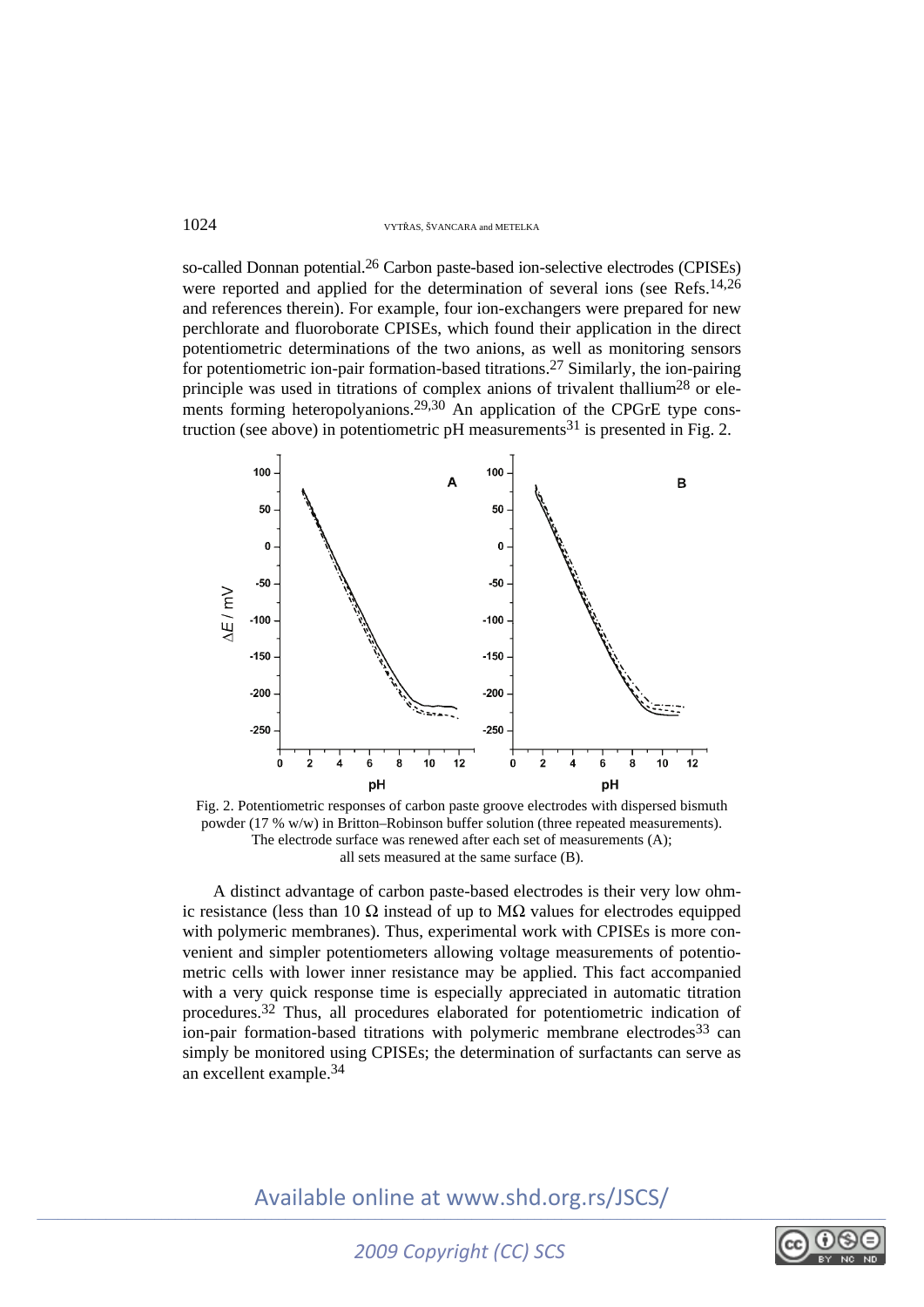so-called Donnan potential.[26] Carbon paste-based ion-selective electrodes (CPISEs) were reported and applied for the determination of several ions (see Refs.[14,26] and references therein). For example, four ion-exchangers were prepared for new perchlorate and fluoroborate CPISEs, which found their application in the direct potentiometric determinations of the two anions, as well as monitoring sensors for potentiometric ion-pair formation-based titrations.[27] Similarly, the ion-pairing principle was used in titrations of complex anions of trivalent thallium[28] or elements forming heteropolyanions.[29,30] An application of the CPGrE type construction (see above) in potentiometric pH measurements[31] is presented in Fig. 2.

Fig. 2. Potentiometric responses of carbon paste groove electrodes with dispersed bismuth powder (17 % w/w) in Britton–Robinson buffer solution (three repeated measurements). The electrode surface was renewed after each set of measurements (A); all sets measured at the same surface (B).

A distinct advantage of carbon paste-based electrodes is their very low ohmic resistance (less than 10 Ω instead of up to MΩ values for electrodes equipped with polymeric membranes). Thus, experimental work with CPISEs is more convenient and simpler potentiometers allowing voltage measurements of potentiometric cells with lower inner resistance may be applied. This fact accompanied with a very quick response time is especially appreciated in automatic titration procedures.[32] Thus, all procedures elaborated for potentiometric indication of ion-pair formation-based titrations with polymeric membrane electrodes[33] can simply be monitored using CPISEs; the determination of surfactants can serve as an excellent example.[34]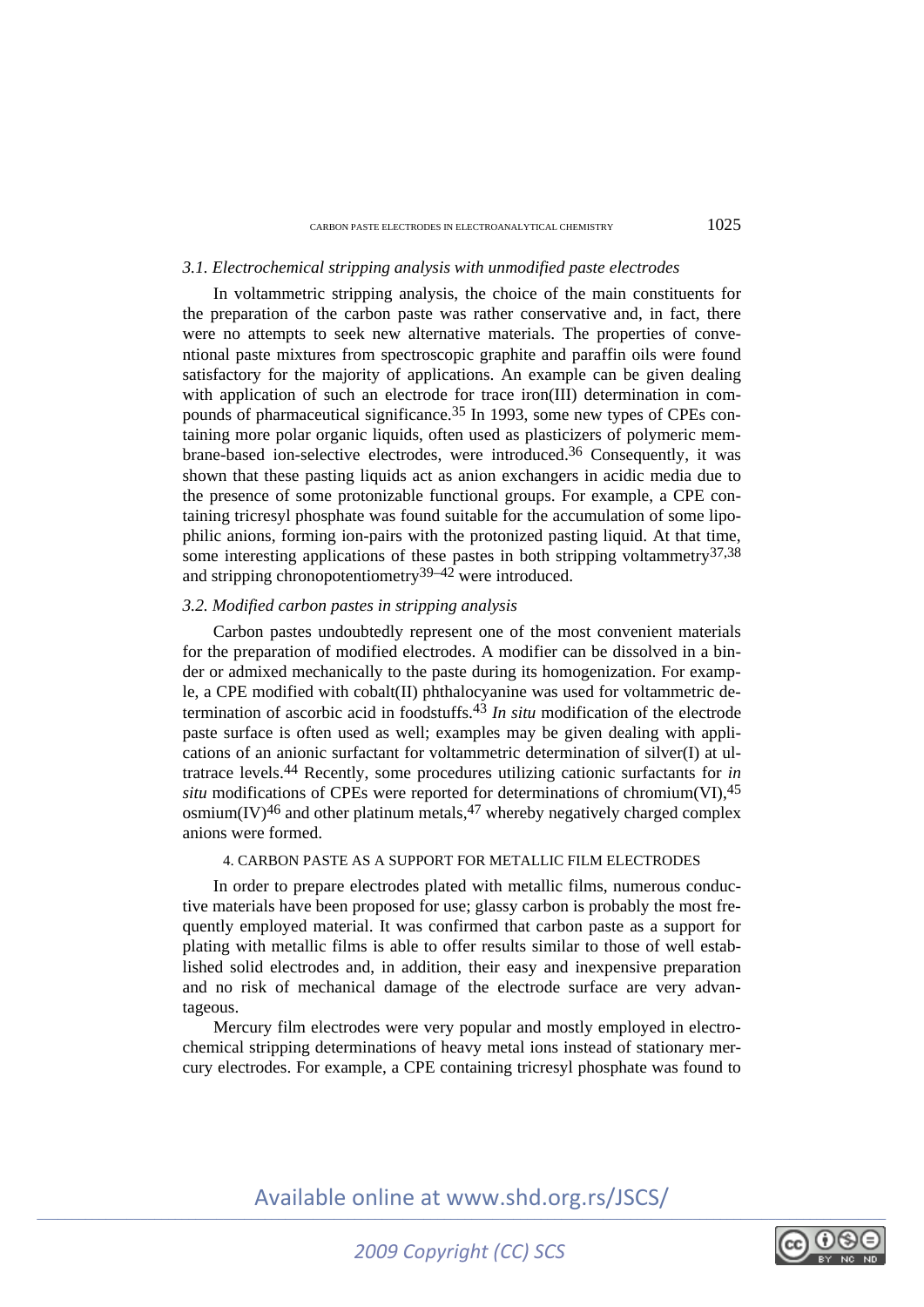### *3.1. Electrochemical stripping analysis with unmodified paste electrodes*

In voltammetric stripping analysis, the choice of the main constituents for the preparation of the carbon paste was rather conservative and, in fact, there were no attempts to seek new alternative materials. The properties of conventional paste mixtures from spectroscopic graphite and paraffin oils were found satisfactory for the majority of applications. An example can be given dealing with application of such an electrode for trace iron(III) determination in compounds of pharmaceutical significance.[35] In 1993, some new types of CPEs containing more polar organic liquids, often used as plasticizers of polymeric membrane-based ion-selective electrodes, were introduced.[36] Consequently, it was shown that these pasting liquids act as anion exchangers in acidic media due to the presence of some protonizable functional groups. For example, a CPE containing tricresyl phosphate was found suitable for the accumulation of some lipophilic anions, forming ion-pairs with the protonized pasting liquid. At that time, some interesting applications of these pastes in both stripping voltammetry[37,38] and stripping chronopotentiometry[39–42] were introduced.

### *3.2. Modified carbon pastes in stripping analysis*

Carbon pastes undoubtedly represent one of the most convenient materials for the preparation of modified electrodes. A modifier can be dissolved in a binder or admixed mechanically to the paste during its homogenization. For example, a CPE modified with cobalt(II) phthalocyanine was used for voltammetric determination of ascorbic acid in foodstuffs.[43] *In situ* modification of the electrode paste surface is often used as well; examples may be given dealing with applications of an anionic surfactant for voltammetric determination of silver(I) at ultratrace levels.[44] Recently, some procedures utilizing cationic surfactants for *in situ* modifications of CPEs were reported for determinations of chromium(VI),[45] osmium(IV)[46] and other platinum metals,[47] whereby negatively charged complex anions were formed.

## 4. CARBON PASTE AS A SUPPORT FOR METALLIC FILM ELECTRODES

In order to prepare electrodes plated with metallic films, numerous conductive materials have been proposed for use; glassy carbon is probably the most frequently employed material. It was confirmed that carbon paste as a support for plating with metallic films is able to offer results similar to those of well established solid electrodes and, in addition, their easy and inexpensive preparation and no risk of mechanical damage of the electrode surface are very advantageous.

Mercury film electrodes were very popular and mostly employed in electrochemical stripping determinations of heavy metal ions instead of stationary mercury electrodes. For example, a CPE containing tricresyl phosphate was found to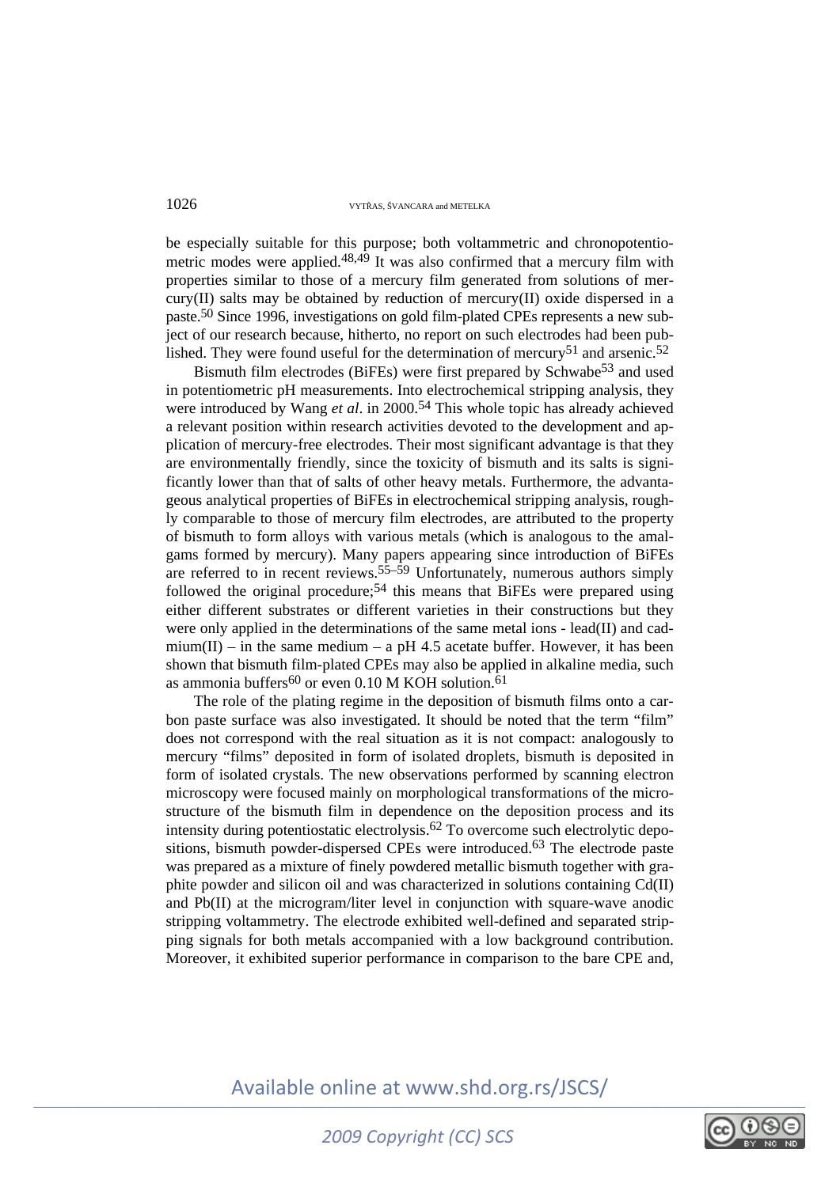be especially suitable for this purpose; both voltammetric and chronopotentiometric modes were applied.[48,49] It was also confirmed that a mercury film with properties similar to those of a mercury film generated from solutions of mercury(II) salts may be obtained by reduction of mercury(II) oxide dispersed in a paste.[50] Since 1996, investigations on gold film-plated CPEs represents a new subject of our research because, hitherto, no report on such electrodes had been published. They were found useful for the determination of mercury[51] and arsenic.[52]

Bismuth film electrodes (BiFEs) were first prepared by Schwabe[53] and used in potentiometric pH measurements. Into electrochemical stripping analysis, they were introduced by Wang *et al*. in 2000.[54] This whole topic has already achieved a relevant position within research activities devoted to the development and application of mercury-free electrodes. Their most significant advantage is that they are environmentally friendly, since the toxicity of bismuth and its salts is significantly lower than that of salts of other heavy metals. Furthermore, the advantageous analytical properties of BiFEs in electrochemical stripping analysis, roughly comparable to those of mercury film electrodes, are attributed to the property of bismuth to form alloys with various metals (which is analogous to the amalgams formed by mercury). Many papers appearing since introduction of BiFEs are referred to in recent reviews.[55–59] Unfortunately, numerous authors simply followed the original procedure;[54] this means that BiFEs were prepared using either different substrates or different varieties in their constructions but they were only applied in the determinations of the same metal ions - lead(II) and cadmium(II) – in the same medium – a pH 4.5 acetate buffer. However, it has been shown that bismuth film-plated CPEs may also be applied in alkaline media, such as ammonia buffers[60] or even 0.10 M KOH solution.[61]

The role of the plating regime in the deposition of bismuth films onto a carbon paste surface was also investigated. It should be noted that the term "film" does not correspond with the real situation as it is not compact: analogously to mercury "films" deposited in form of isolated droplets, bismuth is deposited in form of isolated crystals. The new observations performed by scanning electron microscopy were focused mainly on morphological transformations of the microstructure of the bismuth film in dependence on the deposition process and its intensity during potentiostatic electrolysis.[62] To overcome such electrolytic depositions, bismuth powder-dispersed CPEs were introduced.[63] The electrode paste was prepared as a mixture of finely powdered metallic bismuth together with graphite powder and silicon oil and was characterized in solutions containing Cd(II) and Pb(II) at the microgram/liter level in conjunction with square-wave anodic stripping voltammetry. The electrode exhibited well-defined and separated stripping signals for both metals accompanied with a low background contribution. Moreover, it exhibited superior performance in comparison to the bare CPE and,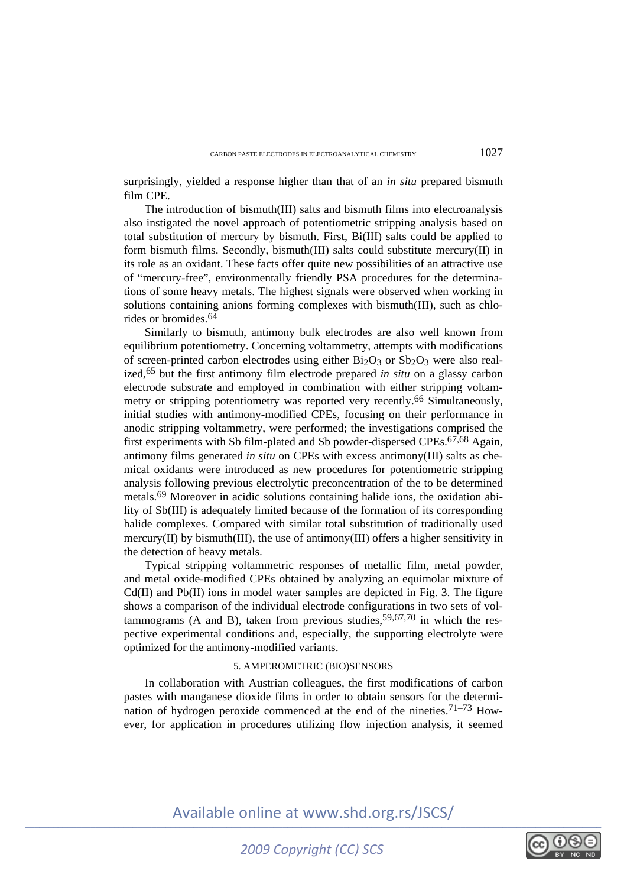surprisingly, yielded a response higher than that of an *in situ* prepared bismuth film CPE.

The introduction of bismuth(III) salts and bismuth films into electroanalysis also instigated the novel approach of potentiometric stripping analysis based on total substitution of mercury by bismuth. First, Bi(III) salts could be applied to form bismuth films. Secondly, bismuth(III) salts could substitute mercury(II) in its role as an oxidant. These facts offer quite new possibilities of an attractive use of "mercury-free", environmentally friendly PSA procedures for the determinations of some heavy metals. The highest signals were observed when working in solutions containing anions forming complexes with bismuth(III), such as chlorides or bromides.[64]

Similarly to bismuth, antimony bulk electrodes are also well known from equilibrium potentiometry. Concerning voltammetry, attempts with modifications of screen-printed carbon electrodes using either $Bi_2O_3$ or $Sb_2O_3$ were also realized,[65] but the first antimony film electrode prepared *in situ* on a glassy carbon electrode substrate and employed in combination with either stripping voltammetry or stripping potentiometry was reported very recently.[66] Simultaneously, initial studies with antimony-modified CPEs, focusing on their performance in anodic stripping voltammetry, were performed; the investigations comprised the first experiments with Sb film-plated and Sb powder-dispersed CPEs.[67,68] Again, antimony films generated *in situ* on CPEs with excess antimony(III) salts as chemical oxidants were introduced as new procedures for potentiometric stripping analysis following previous electrolytic preconcentration of the to be determined metals.[69] Moreover in acidic solutions containing halide ions, the oxidation ability of Sb(III) is adequately limited because of the formation of its corresponding halide complexes. Compared with similar total substitution of traditionally used mercury(II) by bismuth(III), the use of antimony(III) offers a higher sensitivity in the detection of heavy metals.

Typical stripping voltammetric responses of metallic film, metal powder, and metal oxide-modified CPEs obtained by analyzing an equimolar mixture of Cd(II) and Pb(II) ions in model water samples are depicted in Fig. 3. The figure shows a comparison of the individual electrode configurations in two sets of voltammograms (A and B), taken from previous studies,[59,67,70] in which the respective experimental conditions and, especially, the supporting electrolyte were optimized for the antimony-modified variants.

## 5. AMPEROMETRIC (BIO)SENSORS

In collaboration with Austrian colleagues, the first modifications of carbon pastes with manganese dioxide films in order to obtain sensors for the determination of hydrogen peroxide commenced at the end of the nineties.[71–73] However, for application in procedures utilizing flow injection analysis, it seemed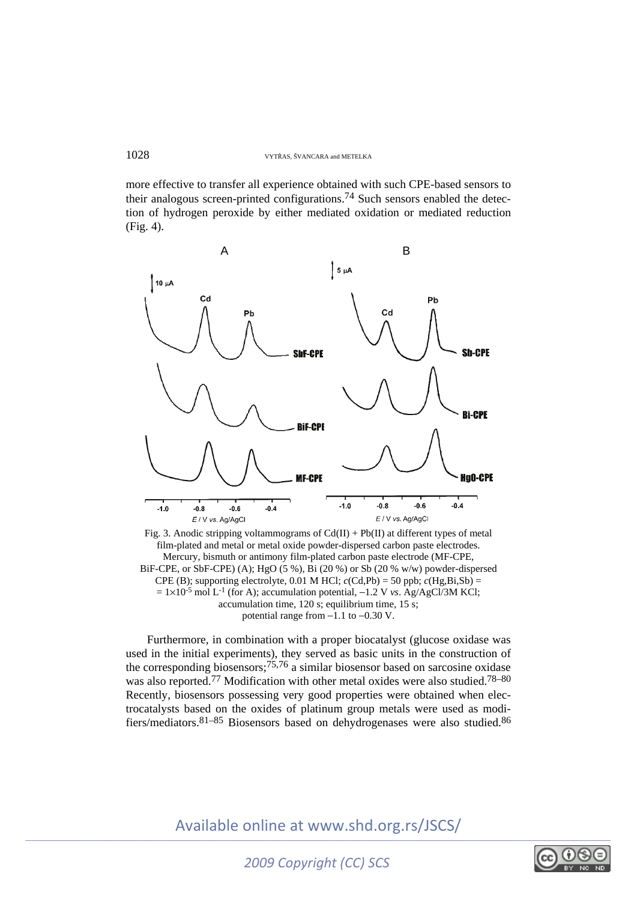more effective to transfer all experience obtained with such CPE-based sensors to their analogous screen-printed configurations.[74] Such sensors enabled the detection of hydrogen peroxide by either mediated oxidation or mediated reduction (Fig. 4).

Fig. 3. Anodic stripping voltammograms of Cd(II) + Pb(II) at different types of metal film-plated and metal or metal oxide powder-dispersed carbon paste electrodes. Mercury, bismuth or antimony film-plated carbon paste electrode (MF-CPE, BiF-CPE, or SbF-CPE) (A); HgO (5 %), Bi (20 %) or Sb (20 % w/w) powder-dispersed CPE (B); supporting electrolyte, 0.01 M HCl; $c$(Cd,Pb) = 50 ppb; $c$(Hg,Bi,Sb) = $= 1\times10^{-5}$ mol $L^{-1}$ (for A); accumulation potential, −1.2 V *vs*. Ag/AgCl/3M KCl; accumulation time, 120 s; equilibrium time, 15 s; potential range from −1.1 to −0.30 V.

Furthermore, in combination with a proper biocatalyst (glucose oxidase was used in the initial experiments), they served as basic units in the construction of the corresponding biosensors;[75,76] a similar biosensor based on sarcosine oxidase was also reported.[77] Modification with other metal oxides were also studied.[78–80] Recently, biosensors possessing very good properties were obtained when electrocatalysts based on the oxides of platinum group metals were used as modifiers/mediators.[81–85] Biosensors based on dehydrogenases were also studied.[86]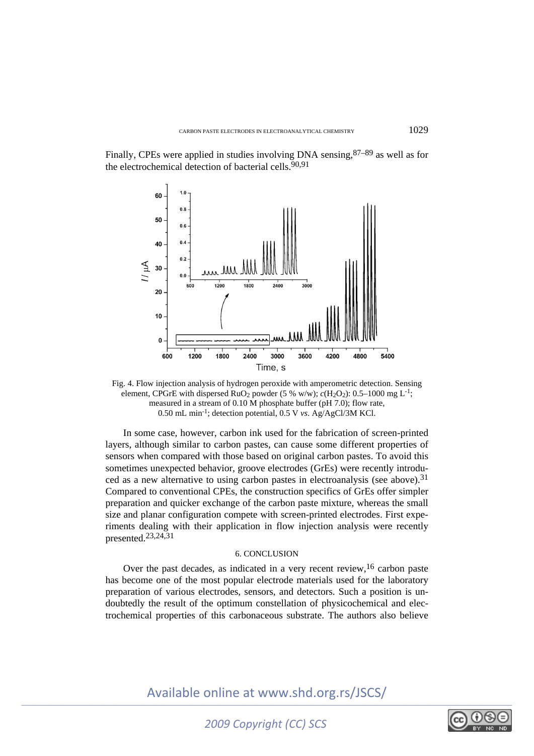Finally, CPEs were applied in studies involving DNA sensing,[87–89] as well as for the electrochemical detection of bacterial cells.[90,91]

Fig. 4. Flow injection analysis of hydrogen peroxide with amperometric detection. Sensing element, CPGrE with dispersed $RuO_2$ powder (5 % w/w); $c(H_2O_2)$: 0.5–1000 mg $L^{-1}$; measured in a stream of 0.10 M phosphate buffer (pH 7.0); flow rate, 0.50 mL $min^{-1}$; detection potential, 0.5 V *vs.* Ag/AgCl/3M KCl.

In some case, however, carbon ink used for the fabrication of screen-printed layers, although similar to carbon pastes, can cause some different properties of sensors when compared with those based on original carbon pastes. To avoid this sometimes unexpected behavior, groove electrodes (GrEs) were recently introduced as a new alternative to using carbon pastes in electroanalysis (see above).[31] Compared to conventional CPEs, the construction specifics of GrEs offer simpler preparation and quicker exchange of the carbon paste mixture, whereas the small size and planar configuration compete with screen-printed electrodes. First experiments dealing with their application in flow injection analysis were recently presented.[23,24,31]

## 6. CONCLUSION

Over the past decades, as indicated in a very recent review,[16] carbon paste has become one of the most popular electrode materials used for the laboratory preparation of various electrodes, sensors, and detectors. Such a position is undoubtedly the result of the optimum constellation of physicochemical and electrochemical properties of this carbonaceous substrate. The authors also believe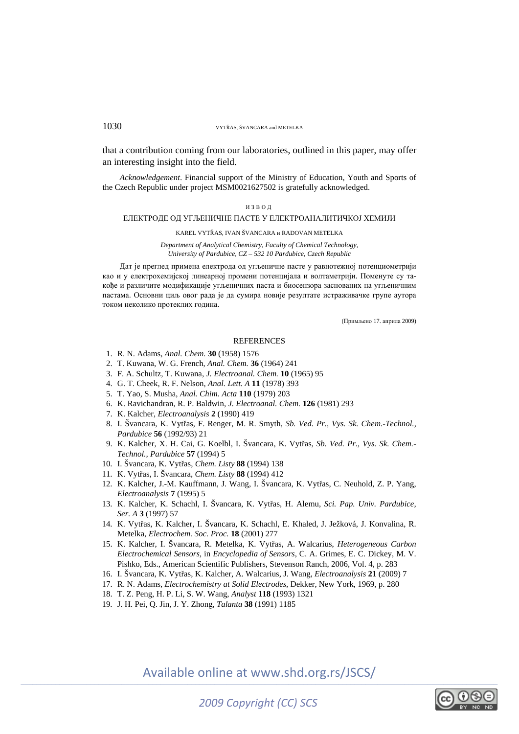that a contribution coming from our laboratories, outlined in this paper, may offer an interesting insight into the field.

*Acknowledgement*. Financial support of the Ministry of Education, Youth and Sports of the Czech Republic under project MSM0021627502 is gratefully acknowledged.

ИЗВОД

ЕЛЕКТРОДЕ ОД УГЉЕНИЧНЕ ПАСТЕ У ЕЛЕКТРОАНАЛИТИЧКОЈ ХЕМИЈИ

KAREL VYTŘAS, IVAN ŠVANCARA и RADOVAN METELKA

*Department of Analytical Chemistry, Faculty of Chemical Technology, University of Pardubice, CZ – 532 10 Pardubice, Czech Republic*

Дат је преглед примена електрода од угљеничне пасте у равнотежној потенциометрији као и у електрохемијској линеарној промени потенцијала и волтаметрији. Поменуте су такође и различите модификације угљеничних паста и биосензора заснованих на угљеничним пастама. Основни циљ овог рада је да сумира новије резултате истраживачке групе аутора током неколико протеклих година.

(Примљено 17. априла 2009)

## REFERENCES

1. R. N. Adams, *Anal. Chem.* **30** (1958) 1576
2. T. Kuwana, W. G. French, *Anal. Chem.* **36** (1964) 241
3. F. A. Schultz, T. Kuwana, *J. Electroanal. Chem.* **10** (1965) 95
4. G. T. Cheek, R. F. Nelson, *Anal. Lett. A* **11** (1978) 393
5. T. Yao, S. Musha, *Anal. Chim. Acta* **110** (1979) 203
6. K. Ravichandran, R. P. Baldwin, *J. Electroanal. Chem.* **126** (1981) 293
7. K. Kalcher, *Electroanalysis* **2** (1990) 419
8. I. Švancara, K. Vytřas, F. Renger, M. R. Smyth, *Sb. Ved. Pr., Vys. Sk. Chem.-Technol., Pardubice* **56** (1992/93) 21
9. K. Kalcher, X. H. Cai, G. Koelbl, I. Švancara, K. Vytřas, *Sb. Ved. Pr., Vys. Sk. Chem.-Technol., Pardubice* **57** (1994) 5
10. I. Švancara, K. Vytřas, *Chem. Listy* **88** (1994) 138
11. K. Vytřas, I. Švancara, *Chem. Listy* **88** (1994) 412
12. K. Kalcher, J.-M. Kauffmann, J. Wang, I. Švancara, K. Vytřas, C. Neuhold, Z. P. Yang, *Electroanalysis* **7** (1995) 5
13. K. Kalcher, K. Schachl, I. Švancara, K. Vytřas, H. Alemu, *Sci. Pap. Univ. Pardubice, Ser. A* **3** (1997) 57
14. K. Vytřas, K. Kalcher, I. Švancara, K. Schachl, E. Khaled, J. Ježková, J. Konvalina, R. Metelka, *Electrochem. Soc. Proc.* **18** (2001) 277
15. K. Kalcher, I. Švancara, R. Metelka, K. Vytřas, A. Walcarius, *Heterogeneous Carbon Electrochemical Sensors*, in *Encyclopedia of Sensors*, C. A. Grimes, E. C. Dickey, M. V. Pishko, Eds., American Scientific Publishers, Stevenson Ranch, 2006, Vol. 4, p. 283
16. I. Švancara, K. Vytřas, K. Kalcher, A. Walcarius, J. Wang, *Electroanalysis* **21** (2009) 7
17. R. N. Adams, *Electrochemistry at Solid Electrodes*, Dekker, New York, 1969, p. 280
18. T. Z. Peng, H. P. Li, S. W. Wang, *Analyst* **118** (1993) 1321
19. J. H. Pei, Q. Jin, J. Y. Zhong, *Talanta* **38** (1991) 1185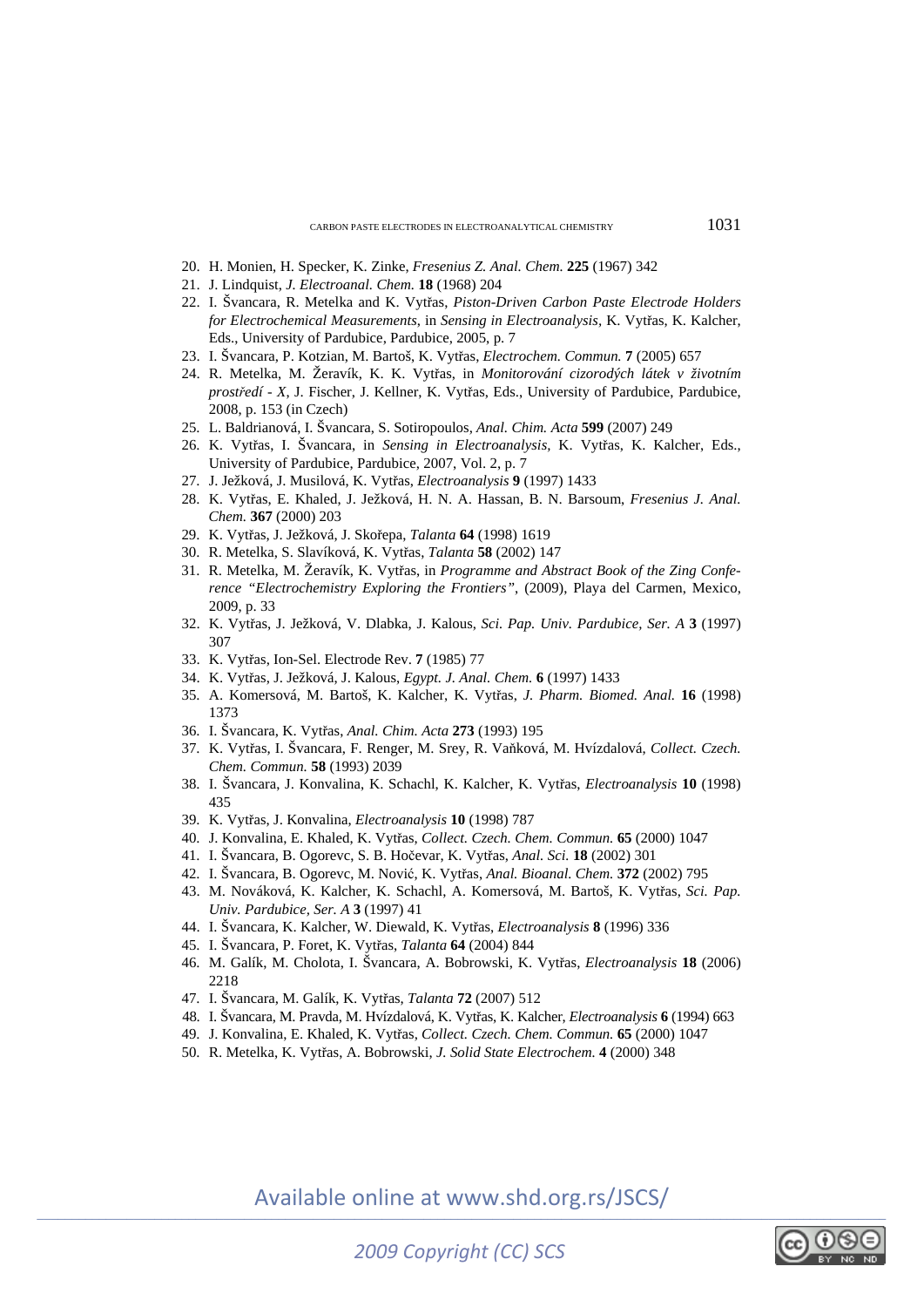20. H. Monien, H. Specker, K. Zinke, *Fresenius Z. Anal. Chem.* **225** (1967) 342
21. J. Lindquist, *J. Electroanal. Chem.* **18** (1968) 204
22. I. Švancara, R. Metelka and K. Vytřas, *Piston-Driven Carbon Paste Electrode Holders for Electrochemical Measurements*, in *Sensing in Electroanalysis*, K. Vytřas, K. Kalcher, Eds., University of Pardubice, Pardubice, 2005, p. 7
23. I. Švancara, P. Kotzian, M. Bartoš, K. Vytřas, *Electrochem. Commun.* **7** (2005) 657
24. R. Metelka, M. Žeravík, K. K. Vytřas, in *Monitorování cizorodých látek v životním prostředí - X*, J. Fischer, J. Kellner, K. Vytřas, Eds., University of Pardubice, Pardubice, 2008, p. 153 (in Czech)
25. L. Baldrianová, I. Švancara, S. Sotiropoulos, *Anal. Chim. Acta* **599** (2007) 249
26. K. Vytřas, I. Švancara, in *Sensing in Electroanalysis*, K. Vytřas, K. Kalcher, Eds., University of Pardubice, Pardubice, 2007, Vol. 2, p. 7
27. J. Ježková, J. Musilová, K. Vytřas, *Electroanalysis* **9** (1997) 1433
28. K. Vytřas, E. Khaled, J. Ježková, H. N. A. Hassan, B. N. Barsoum, *Fresenius J. Anal. Chem.* **367** (2000) 203
29. K. Vytřas, J. Ježková, J. Skořepa, *Talanta* **64** (1998) 1619
30. R. Metelka, S. Slavíková, K. Vytřas, *Talanta* **58** (2002) 147
31. R. Metelka, M. Žeravík, K. Vytřas, in *Programme and Abstract Book of the Zing Conference "Electrochemistry Exploring the Frontiers"*, (2009), Playa del Carmen, Mexico, 2009, p. 33
32. K. Vytřas, J. Ježková, V. Dlabka, J. Kalous, *Sci. Pap. Univ. Pardubice, Ser. A* **3** (1997) 307
33. K. Vytřas, Ion-Sel. Electrode Rev. **7** (1985) 77
34. K. Vytřas, J. Ježková, J. Kalous, *Egypt. J. Anal. Chem.* **6** (1997) 1433
35. A. Komersová, M. Bartoš, K. Kalcher, K. Vytřas, *J. Pharm. Biomed. Anal.* **16** (1998) 1373
36. I. Švancara, K. Vytřas, *Anal. Chim. Acta* **273** (1993) 195
37. K. Vytřas, I. Švancara, F. Renger, M. Srey, R. Vaňková, M. Hvízdalová, *Collect. Czech. Chem. Commun.* **58** (1993) 2039
38. I. Švancara, J. Konvalina, K. Schachl, K. Kalcher, K. Vytřas, *Electroanalysis* **10** (1998) 435
39. K. Vytřas, J. Konvalina, *Electroanalysis* **10** (1998) 787
40. J. Konvalina, E. Khaled, K. Vytřas, *Collect. Czech. Chem. Commun.* **65** (2000) 1047
41. I. Švancara, B. Ogorevc, S. B. Hočevar, K. Vytřas, *Anal. Sci.* **18** (2002) 301
42. I. Švancara, B. Ogorevc, M. Nović, K. Vytřas, *Anal. Bioanal. Chem.* **372** (2002) 795
43. M. Nováková, K. Kalcher, K. Schachl, A. Komersová, M. Bartoš, K. Vytřas, *Sci. Pap. Univ. Pardubice, Ser. A* **3** (1997) 41
44. I. Švancara, K. Kalcher, W. Diewald, K. Vytřas, *Electroanalysis* **8** (1996) 336
45. I. Švancara, P. Foret, K. Vytřas, *Talanta* **64** (2004) 844
46. M. Galík, M. Cholota, I. Švancara, A. Bobrowski, K. Vytřas, *Electroanalysis* **18** (2006) 2218
47. I. Švancara, M. Galík, K. Vytřas, *Talanta* **72** (2007) 512
48. I. Švancara, M. Pravda, M. Hvízdalová, K. Vytřas, K. Kalcher, *Electroanalysis* **6** (1994) 663
49. J. Konvalina, E. Khaled, K. Vytřas, *Collect. Czech. Chem. Commun.* **65** (2000) 1047
50. R. Metelka, K. Vytřas, A. Bobrowski, *J. Solid State Electrochem.* **4** (2000) 348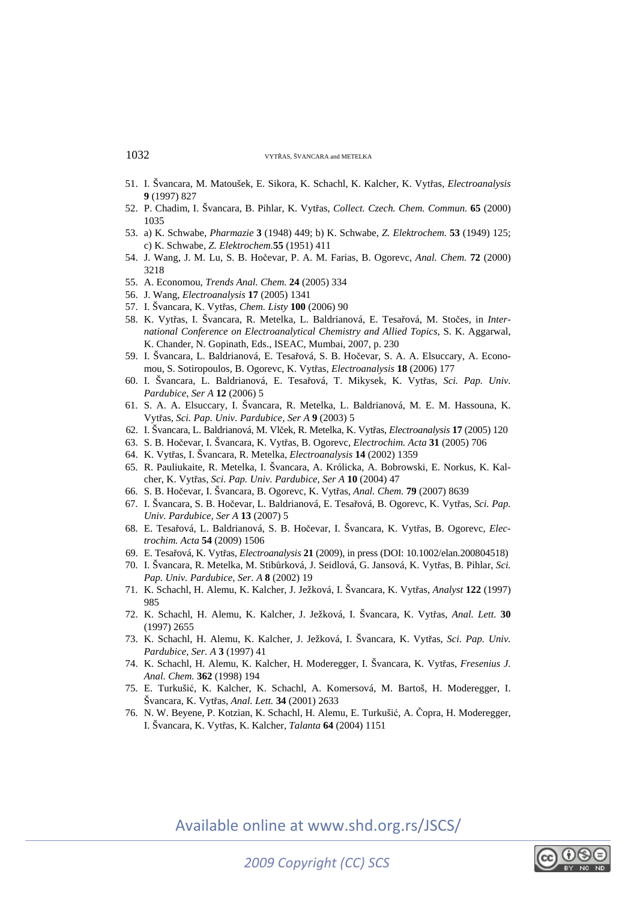51. I. Švancara, M. Matoušek, E. Sikora, K. Schachl, K. Kalcher, K. Vytřas, *Electroanalysis* **9** (1997) 827
52. P. Chadim, I. Švancara, B. Pihlar, K. Vytřas, *Collect. Czech. Chem. Commun.* **65** (2000) 1035
53. a) K. Schwabe, *Pharmazie* **3** (1948) 449; b) K. Schwabe, *Z. Elektrochem.* **53** (1949) 125; c) K. Schwabe, *Z. Elektrochem.***55** (1951) 411
54. J. Wang, J. M. Lu, S. B. Hočevar, P. A. M. Farias, B. Ogorevc, *Anal. Chem.* **72** (2000) 3218
55. A. Economou, *Trends Anal. Chem.* **24** (2005) 334
56. J. Wang, *Electroanalysis* **17** (2005) 1341
57. I. Švancara, K. Vytřas, *Chem. Listy* **100** (2006) 90
58. K. Vytřas, I. Švancara, R. Metelka, L. Baldrianová, E. Tesařová, M. Stočes, in *International Conference on Electroanalytical Chemistry and Allied Topics*, S. K. Aggarwal, K. Chander, N. Gopinath, Eds., ISEAC, Mumbai, 2007, p. 230
59. I. Švancara, L. Baldrianová, E. Tesařová, S. B. Hočevar, S. A. A. Elsuccary, A. Economou, S. Sotiropoulos, B. Ogorevc, K. Vytřas, *Electroanalysis* **18** (2006) 177
60. I. Švancara, L. Baldrianová, E. Tesařová, T. Mikysek, K. Vytřas, *Sci. Pap. Univ. Pardubice, Ser A* **12** (2006) 5
61. S. A. A. Elsuccary, I. Švancara, R. Metelka, L. Baldrianová, M. E. M. Hassouna, K. Vytřas, *Sci. Pap. Univ. Pardubice, Ser A* **9** (2003) 5
62. I. Švancara, L. Baldrianová, M. Vlček, R. Metelka, K. Vytřas, *Electroanalysis* **17** (2005) 120
63. S. B. Hočevar, I. Švancara, K. Vytřas, B. Ogorevc, *Electrochim. Acta* **31** (2005) 706
64. K. Vytřas, I. Švancara, R. Metelka, *Electroanalysis* **14** (2002) 1359
65. R. Pauliukaite, R. Metelka, I. Švancara, A. Królicka, A. Bobrowski, E. Norkus, K. Kalcher, K. Vytřas, *Sci. Pap. Univ. Pardubice, Ser A* **10** (2004) 47
66. S. B. Hočevar, I. Švancara, B. Ogorevc, K. Vytřas, *Anal. Chem.* **79** (2007) 8639
67. I. Švancara, S. B. Hočevar, L. Baldrianová, E. Tesařová, B. Ogorevc, K. Vytřas, *Sci. Pap. Univ. Pardubice, Ser A* **13** (2007) 5
68. E. Tesařová, L. Baldrianová, S. B. Hočevar, I. Švancara, K. Vytřas, B. Ogorevc, *Electrochim. Acta* **54** (2009) 1506
69. E. Tesařová, K. Vytřas, *Electroanalysis* **21** (2009), in press (DOI: 10.1002/elan.200804518)
70. I. Švancara, R. Metelka, M. Stibůrková, J. Seidlová, G. Jansová, K. Vytřas, B. Pihlar, *Sci. Pap. Univ. Pardubice, Ser. A* **8** (2002) 19
71. K. Schachl, H. Alemu, K. Kalcher, J. Ježková, I. Švancara, K. Vytřas, *Analyst* **122** (1997) 985
72. K. Schachl, H. Alemu, K. Kalcher, J. Ježková, I. Švancara, K. Vytřas, *Anal. Lett.* **30** (1997) 2655
73. K. Schachl, H. Alemu, K. Kalcher, J. Ježková, I. Švancara, K. Vytřas, *Sci. Pap. Univ. Pardubice, Ser. A* **3** (1997) 41
74. K. Schachl, H. Alemu, K. Kalcher, H. Moderegger, I. Švancara, K. Vytřas, *Fresenius J. Anal. Chem.* **362** (1998) 194
75. E. Turkušić, K. Kalcher, K. Schachl, A. Komersová, M. Bartoš, H. Moderegger, I. Švancara, K. Vytřas, *Anal. Lett.* **34** (2001) 2633
76. N. W. Beyene, P. Kotzian, K. Schachl, H. Alemu, E. Turkušić, A. Čopra, H. Moderegger, I. Švancara, K. Vytřas, K. Kalcher, *Talanta* **64** (2004) 1151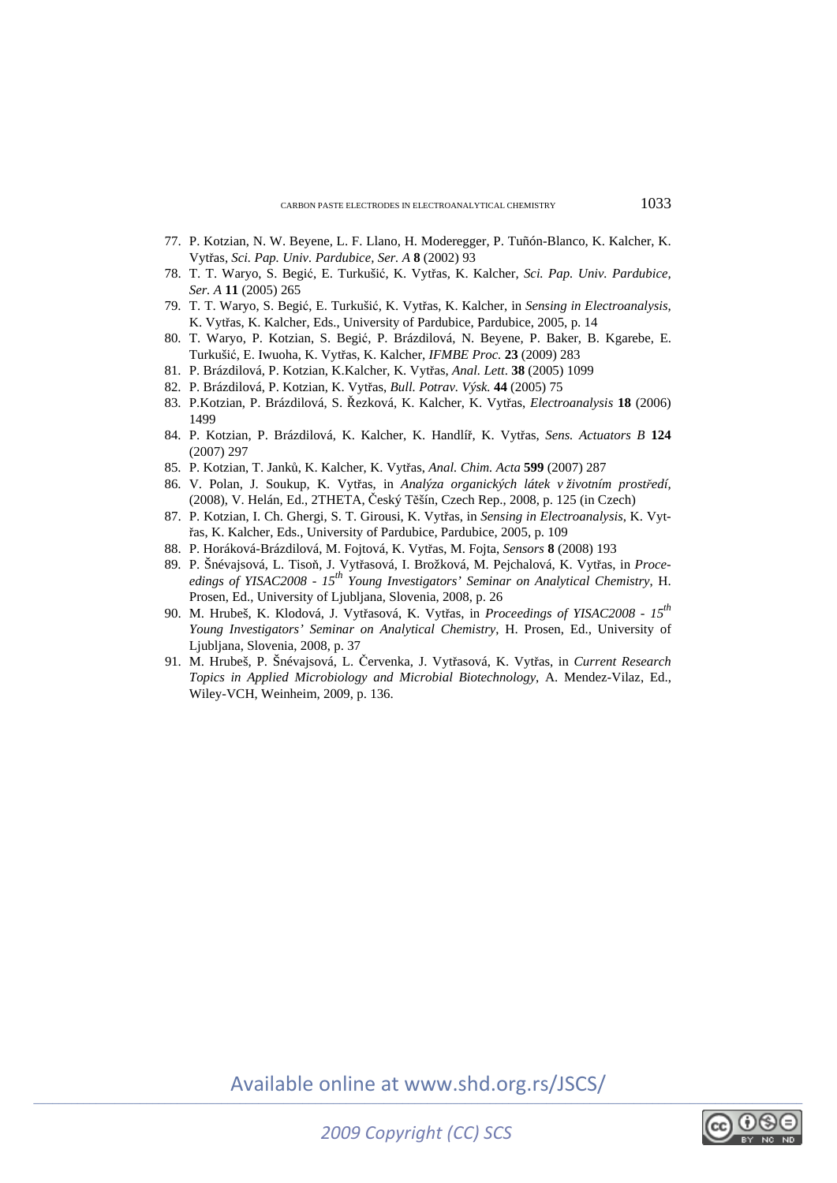77. P. Kotzian, N. W. Beyene, L. F. Llano, H. Moderegger, P. Tuñón-Blanco, K. Kalcher, K. Vytřas, *Sci. Pap. Univ. Pardubice, Ser. A* **8** (2002) 93
78. T. T. Waryo, S. Begić, E. Turkušić, K. Vytřas, K. Kalcher, *Sci. Pap. Univ. Pardubice, Ser. A* **11** (2005) 265
79. T. T. Waryo, S. Begić, E. Turkušić, K. Vytřas, K. Kalcher, in *Sensing in Electroanalysis*, K. Vytřas, K. Kalcher, Eds., University of Pardubice, Pardubice, 2005, p. 14
80. T. Waryo, P. Kotzian, S. Begić, P. Brázdilová, N. Beyene, P. Baker, B. Kgarebe, E. Turkušić, E. Iwuoha, K. Vytřas, K. Kalcher, *IFMBE Proc.* **23** (2009) 283
81. P. Brázdilová, P. Kotzian, K.Kalcher, K. Vytřas, *Anal. Lett*. **38** (2005) 1099
82. P. Brázdilová, P. Kotzian, K. Vytřas, *Bull. Potrav. Výsk.* **44** (2005) 75
83. P.Kotzian, P. Brázdilová, S. Řezková, K. Kalcher, K. Vytřas, *Electroanalysis* **18** (2006) 1499
84. P. Kotzian, P. Brázdilová, K. Kalcher, K. Handlíř, K. Vytřas, *Sens. Actuators B* **124** (2007) 297
85. P. Kotzian, T. Janků, K. Kalcher, K. Vytřas, *Anal. Chim. Acta* **599** (2007) 287
86. V. Polan, J. Soukup, K. Vytřas, in *Analýza organických látek v životním prostředí*, (2008), V. Helán, Ed., 2THETA, Český Těšín, Czech Rep., 2008, p. 125 (in Czech)
87. P. Kotzian, I. Ch. Ghergi, S. T. Girousi, K. Vytřas, in *Sensing in Electroanalysis*, K. Vytřas, K. Kalcher, Eds., University of Pardubice, Pardubice, 2005, p. 109
88. P. Horáková-Brázdilová, M. Fojtová, K. Vytřas, M. Fojta, *Sensors* **8** (2008) 193
89. P. Šnévajsová, L. Tisoň, J. Vytřasová, I. Brožková, M. Pejchalová, K. Vytřas, in *Proceedings of YISAC2008 - 15th Young Investigators' Seminar on Analytical Chemistry*, H. Prosen, Ed., University of Ljubljana, Slovenia, 2008, p. 26
90. M. Hrubeš, K. Klodová, J. Vytřasová, K. Vytřas, in *Proceedings of YISAC2008 - 15th Young Investigators' Seminar on Analytical Chemistry*, H. Prosen, Ed., University of Ljubljana, Slovenia, 2008, p. 37
91. M. Hrubeš, P. Šnévajsová, L. Červenka, J. Vytřasová, K. Vytřas, in *Current Research Topics in Applied Microbiology and Microbial Biotechnology*, A. Mendez-Vilaz, Ed., Wiley-VCH, Weinheim, 2009, p. 136.